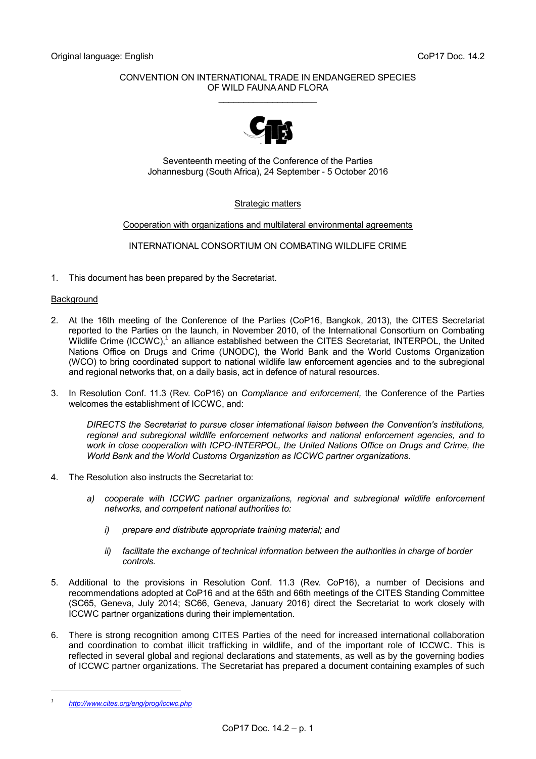Original language: English CoP17 Doc. 14.2

CONVENTION ON INTERNATIONAL TRADE IN ENDANGERED SPECIES OF WILD FAUNA AND FLORA

\_\_\_\_\_\_\_\_\_\_\_\_\_\_\_\_\_\_\_\_

Seventeenth meeting of the Conference of the Parties
Johannesburg (South Africa), 24 September - 5 October 2016

Strategic matters

Cooperation with organizations and multilateral environmental agreements

INTERNATIONAL CONSORTIUM ON COMBATING WILDLIFE CRIME

1. This document has been prepared by the Secretariat.

## Background

2. At the 16th meeting of the Conference of the Parties (CoP16, Bangkok, 2013), the CITES Secretariat reported to the Parties on the launch, in November 2010, of the International Consortium on Combating Wildlife Crime (ICCWC),[1] an alliance established between the CITES Secretariat, INTERPOL, the United Nations Office on Drugs and Crime (UNODC), the World Bank and the World Customs Organization (WCO) to bring coordinated support to national wildlife law enforcement agencies and to the subregional and regional networks that, on a daily basis, act in defence of natural resources.

3. In Resolution Conf. 11.3 (Rev. CoP16) on *Compliance and enforcement,* the Conference of the Parties welcomes the establishment of ICCWC, and:

   *DIRECTS the Secretariat to pursue closer international liaison between the Convention's institutions, regional and subregional wildlife enforcement networks and national enforcement agencies, and to work in close cooperation with ICPO-INTERPOL, the United Nations Office on Drugs and Crime, the World Bank and the World Customs Organization as ICCWC partner organizations.*

4. The Resolution also instructs the Secretariat to:

   *a) cooperate with ICCWC partner organizations, regional and subregional wildlife enforcement networks, and competent national authorities to:*

      *i) prepare and distribute appropriate training material; and*

      *ii) facilitate the exchange of technical information between the authorities in charge of border controls.*

5. Additional to the provisions in Resolution Conf. 11.3 (Rev. CoP16), a number of Decisions and recommendations adopted at CoP16 and at the 65th and 66th meetings of the CITES Standing Committee (SC65, Geneva, July 2014; SC66, Geneva, January 2016) direct the Secretariat to work closely with ICCWC partner organizations during their implementation.

6. There is strong recognition among CITES Parties of the need for increased international collaboration and coordination to combat illicit trafficking in wildlife, and of the important role of ICCWC. This is reflected in several global and regional declarations and statements, as well as by the governing bodies of ICCWC partner organizations. The Secretariat has prepared a document containing examples of such

---

[1] *http://www.cites.org/eng/prog/iccwc.php*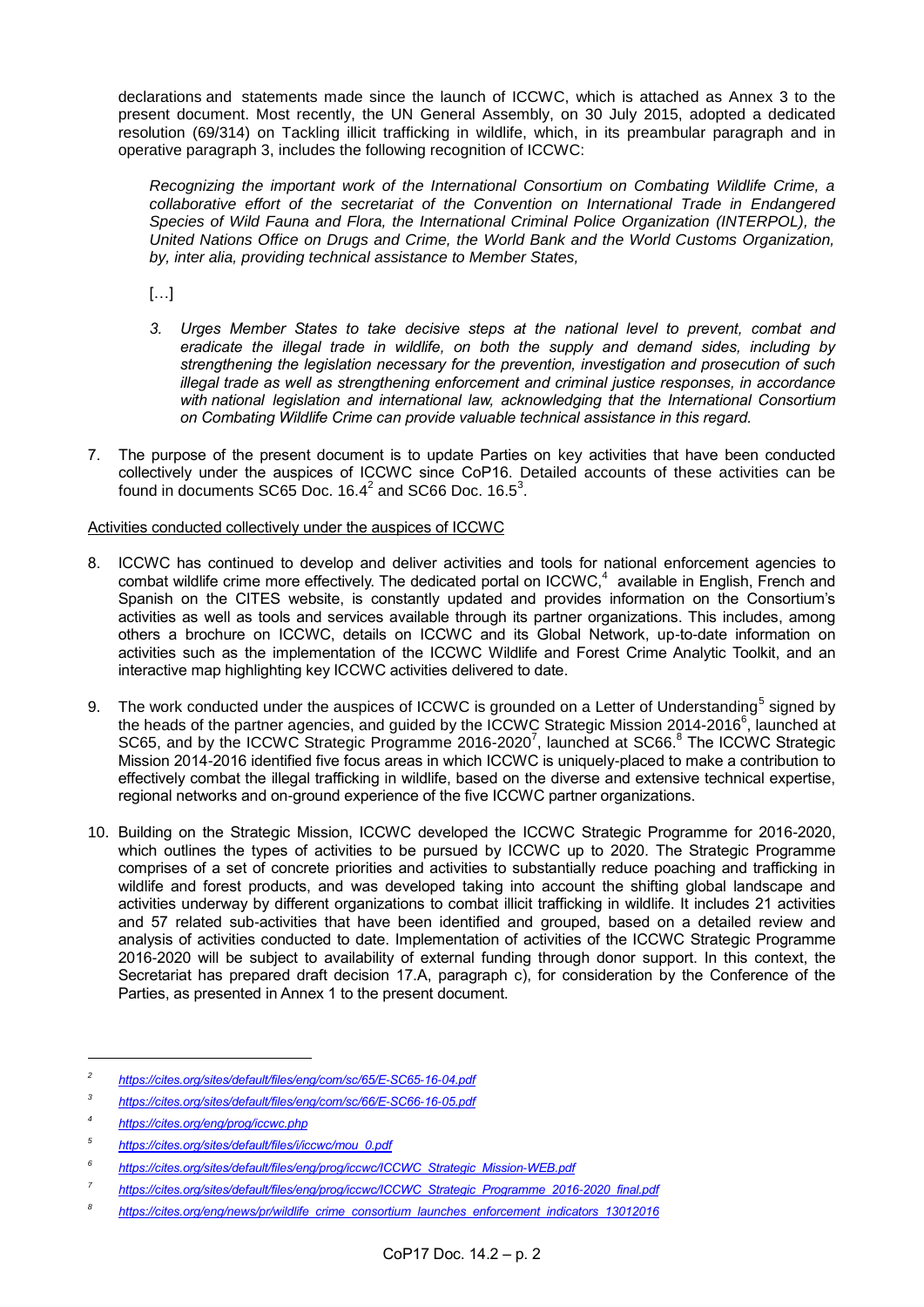declarations and statements made since the launch of ICCWC, which is attached as Annex 3 to the present document. Most recently, the UN General Assembly, on 30 July 2015, adopted a dedicated resolution (69/314) on Tackling illicit trafficking in wildlife, which, in its preambular paragraph and in operative paragraph 3, includes the following recognition of ICCWC:

> *Recognizing the important work of the International Consortium on Combating Wildlife Crime, a collaborative effort of the secretariat of the Convention on International Trade in Endangered Species of Wild Fauna and Flora, the International Criminal Police Organization (INTERPOL), the United Nations Office on Drugs and Crime, the World Bank and the World Customs Organization, by, inter alia, providing technical assistance to Member States,*
>
> […]
>
> *3. Urges Member States to take decisive steps at the national level to prevent, combat and eradicate the illegal trade in wildlife, on both the supply and demand sides, including by strengthening the legislation necessary for the prevention, investigation and prosecution of such illegal trade as well as strengthening enforcement and criminal justice responses, in accordance with national legislation and international law, acknowledging that the International Consortium on Combating Wildlife Crime can provide valuable technical assistance in this regard.*

7. The purpose of the present document is to update Parties on key activities that have been conducted collectively under the auspices of ICCWC since CoP16. Detailed accounts of these activities can be found in documents SC65 Doc. 16.4[2] and SC66 Doc. 16.5[3].

Activities conducted collectively under the auspices of ICCWC

8. ICCWC has continued to develop and deliver activities and tools for national enforcement agencies to combat wildlife crime more effectively. The dedicated portal on ICCWC,[4] available in English, French and Spanish on the CITES website, is constantly updated and provides information on the Consortium's activities as well as tools and services available through its partner organizations. This includes, among others a brochure on ICCWC, details on ICCWC and its Global Network, up-to-date information on activities such as the implementation of the ICCWC Wildlife and Forest Crime Analytic Toolkit, and an interactive map highlighting key ICCWC activities delivered to date.

9. The work conducted under the auspices of ICCWC is grounded on a Letter of Understanding[5] signed by the heads of the partner agencies, and guided by the ICCWC Strategic Mission 2014-2016[6], launched at SC65, and by the ICCWC Strategic Programme 2016-2020[7], launched at SC66.[8] The ICCWC Strategic Mission 2014-2016 identified five focus areas in which ICCWC is uniquely-placed to make a contribution to effectively combat the illegal trafficking in wildlife, based on the diverse and extensive technical expertise, regional networks and on-ground experience of the five ICCWC partner organizations.

10. Building on the Strategic Mission, ICCWC developed the ICCWC Strategic Programme for 2016-2020, which outlines the types of activities to be pursued by ICCWC up to 2020. The Strategic Programme comprises of a set of concrete priorities and activities to substantially reduce poaching and trafficking in wildlife and forest products, and was developed taking into account the shifting global landscape and activities underway by different organizations to combat illicit trafficking in wildlife. It includes 21 activities and 57 related sub-activities that have been identified and grouped, based on a detailed review and analysis of activities conducted to date. Implementation of activities of the ICCWC Strategic Programme 2016-2020 will be subject to availability of external funding through donor support. In this context, the Secretariat has prepared draft decision 17.A, paragraph c), for consideration by the Conference of the Parties, as presented in Annex 1 to the present document.

---

[2] https://cites.org/sites/default/files/eng/com/sc/65/E-SC65-16-04.pdf

[3] https://cites.org/sites/default/files/eng/com/sc/66/E-SC66-16-05.pdf

[4] https://cites.org/eng/prog/iccwc.php

[5] https://cites.org/sites/default/files/i/iccwc/mou_0.pdf

[6] https://cites.org/sites/default/files/eng/prog/iccwc/ICCWC_Strategic_Mission-WEB.pdf

[7] https://cites.org/sites/default/files/eng/prog/iccwc/ICCWC_Strategic_Programme_2016-2020_final.pdf

[8] https://cites.org/eng/news/pr/wildlife_crime_consortium_launches_enforcement_indicators_13012016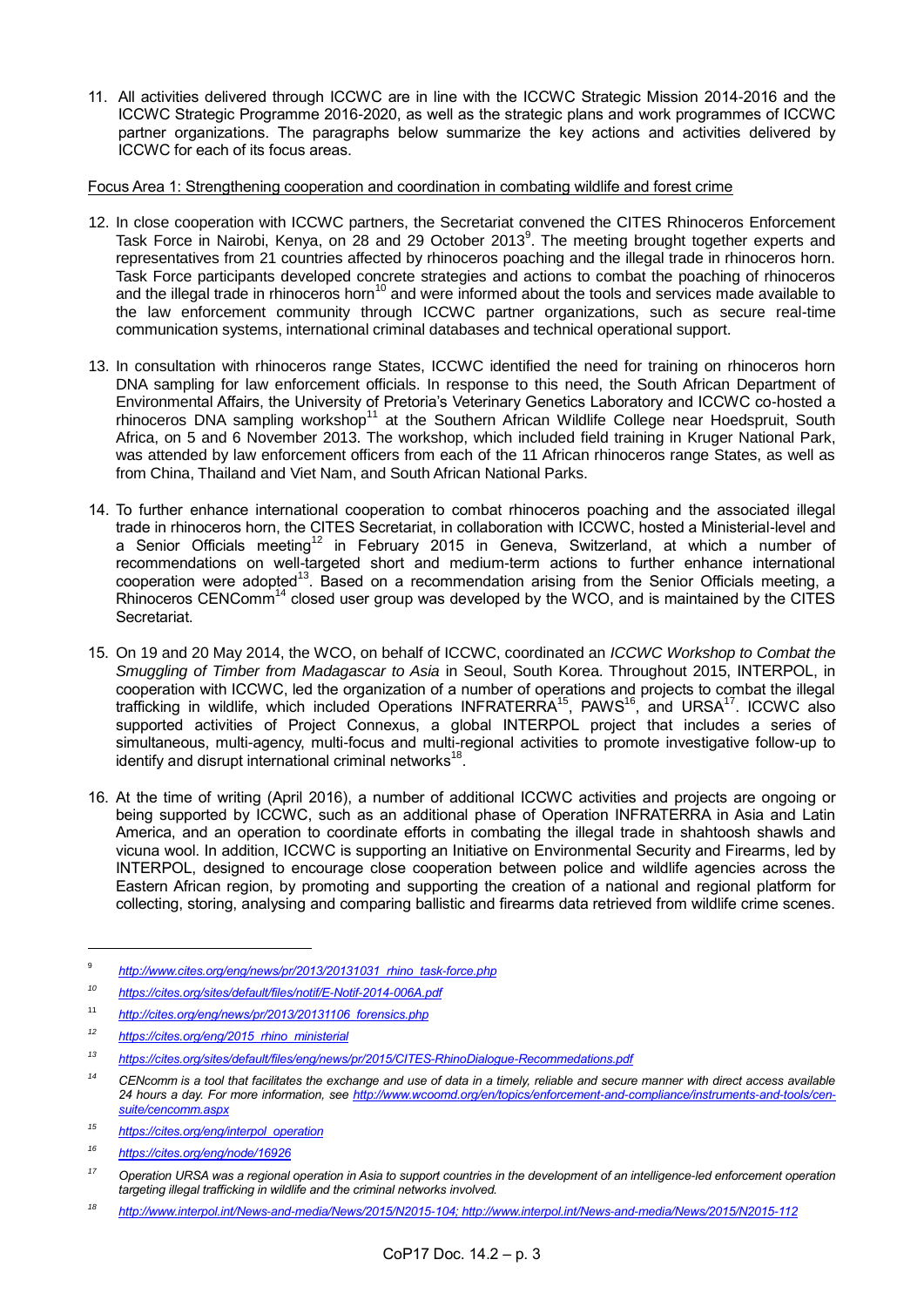11. All activities delivered through ICCWC are in line with the ICCWC Strategic Mission 2014-2016 and the ICCWC Strategic Programme 2016-2020, as well as the strategic plans and work programmes of ICCWC partner organizations. The paragraphs below summarize the key actions and activities delivered by ICCWC for each of its focus areas.

Focus Area 1: Strengthening cooperation and coordination in combating wildlife and forest crime

12. In close cooperation with ICCWC partners, the Secretariat convened the CITES Rhinoceros Enforcement Task Force in Nairobi, Kenya, on 28 and 29 October 2013[9]. The meeting brought together experts and representatives from 21 countries affected by rhinoceros poaching and the illegal trade in rhinoceros horn. Task Force participants developed concrete strategies and actions to combat the poaching of rhinoceros and the illegal trade in rhinoceros horn[10] and were informed about the tools and services made available to the law enforcement community through ICCWC partner organizations, such as secure real-time communication systems, international criminal databases and technical operational support.

13. In consultation with rhinoceros range States, ICCWC identified the need for training on rhinoceros horn DNA sampling for law enforcement officials. In response to this need, the South African Department of Environmental Affairs, the University of Pretoria's Veterinary Genetics Laboratory and ICCWC co-hosted a rhinoceros DNA sampling workshop[11] at the Southern African Wildlife College near Hoedspruit, South Africa, on 5 and 6 November 2013. The workshop, which included field training in Kruger National Park, was attended by law enforcement officers from each of the 11 African rhinoceros range States, as well as from China, Thailand and Viet Nam, and South African National Parks.

14. To further enhance international cooperation to combat rhinoceros poaching and the associated illegal trade in rhinoceros horn, the CITES Secretariat, in collaboration with ICCWC, hosted a Ministerial-level and a Senior Officials meeting[12] in February 2015 in Geneva, Switzerland, at which a number of recommendations on well-targeted short and medium-term actions to further enhance international cooperation were adopted[13]. Based on a recommendation arising from the Senior Officials meeting, a Rhinoceros CENComm[14] closed user group was developed by the WCO, and is maintained by the CITES Secretariat.

15. On 19 and 20 May 2014, the WCO, on behalf of ICCWC, coordinated an *ICCWC Workshop to Combat the Smuggling of Timber from Madagascar to Asia* in Seoul, South Korea. Throughout 2015, INTERPOL, in cooperation with ICCWC, led the organization of a number of operations and projects to combat the illegal trafficking in wildlife, which included Operations INFRATERRA[15], PAWS[16], and URSA[17]. ICCWC also supported activities of Project Connexus, a global INTERPOL project that includes a series of simultaneous, multi-agency, multi-focus and multi-regional activities to promote investigative follow-up to identify and disrupt international criminal networks[18].

16. At the time of writing (April 2016), a number of additional ICCWC activities and projects are ongoing or being supported by ICCWC, such as an additional phase of Operation INFRATERRA in Asia and Latin America, and an operation to coordinate efforts in combating the illegal trade in shahtoosh shawls and vicuna wool. In addition, ICCWC is supporting an Initiative on Environmental Security and Firearms, led by INTERPOL, designed to encourage close cooperation between police and wildlife agencies across the Eastern African region, by promoting and supporting the creation of a national and regional platform for collecting, storing, analysing and comparing ballistic and firearms data retrieved from wildlife crime scenes.

---

[9] *http://www.cites.org/eng/news/pr/2013/20131031_rhino_task-force.php*

[10] *https://cites.org/sites/default/files/notif/E-Notif-2014-006A.pdf*

[11] *http://cites.org/eng/news/pr/2013/20131106_forensics.php*

[12] *https://cites.org/eng/2015_rhino_ministerial*

[13] *https://cites.org/sites/default/files/eng/news/pr/2015/CITES-RhinoDialogue-Recommedations.pdf*

[14] *CENcomm is a tool that facilitates the exchange and use of data in a timely, reliable and secure manner with direct access available 24 hours a day. For more information, see http://www.wcoomd.org/en/topics/enforcement-and-compliance/instruments-and-tools/cen-suite/cencomm.aspx*

[15] *https://cites.org/eng/interpol_operation*

[16] *https://cites.org/eng/node/16926*

[17] *Operation URSA was a regional operation in Asia to support countries in the development of an intelligence-led enforcement operation targeting illegal trafficking in wildlife and the criminal networks involved.*

[18] *http://www.interpol.int/News-and-media/News/2015/N2015-104; http://www.interpol.int/News-and-media/News/2015/N2015-112*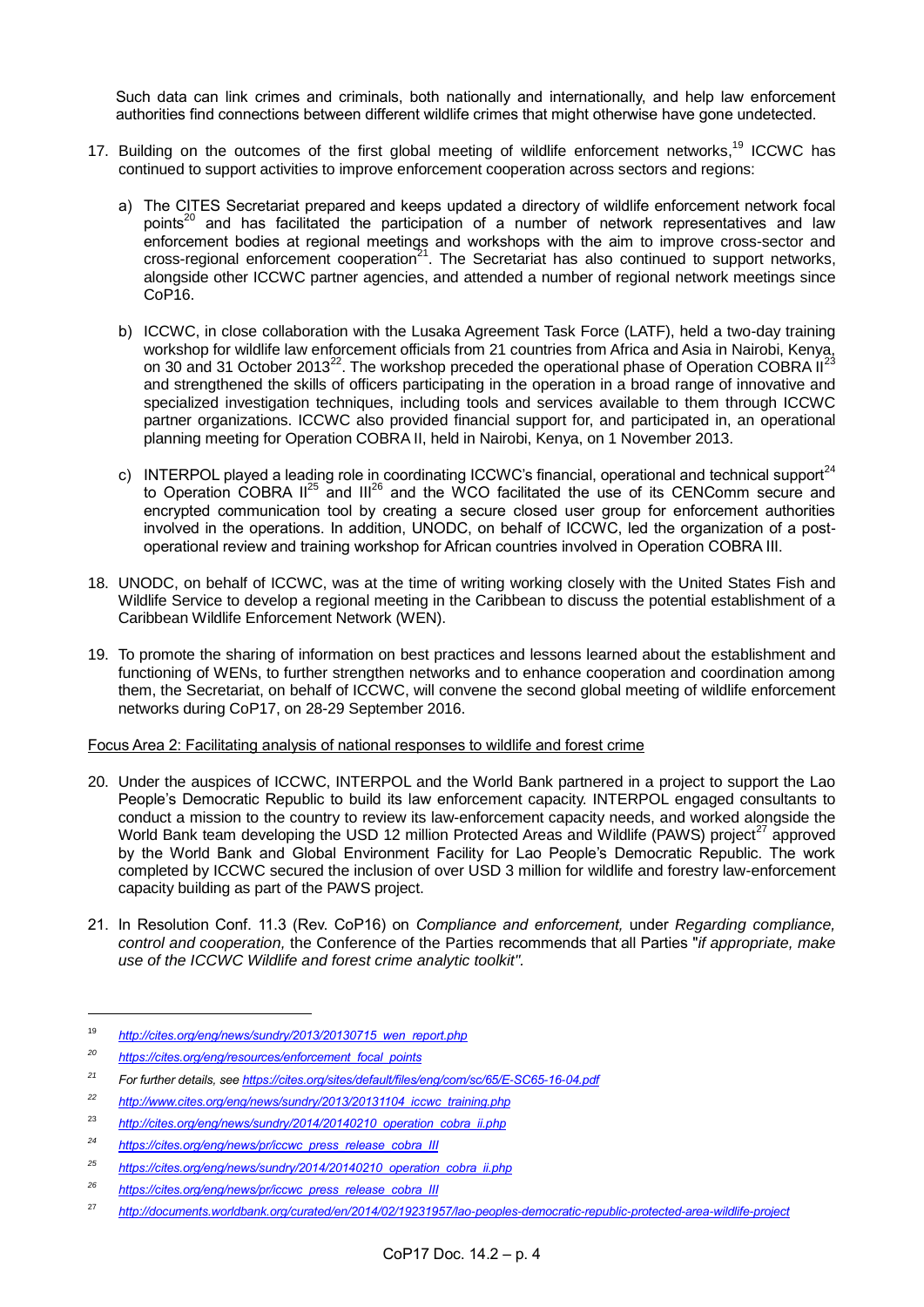Such data can link crimes and criminals, both nationally and internationally, and help law enforcement authorities find connections between different wildlife crimes that might otherwise have gone undetected.

17. Building on the outcomes of the first global meeting of wildlife enforcement networks,[19] ICCWC has continued to support activities to improve enforcement cooperation across sectors and regions:

    a) The CITES Secretariat prepared and keeps updated a directory of wildlife enforcement network focal points[20] and has facilitated the participation of a number of network representatives and law enforcement bodies at regional meetings and workshops with the aim to improve cross-sector and cross-regional enforcement cooperation[21]. The Secretariat has also continued to support networks, alongside other ICCWC partner agencies, and attended a number of regional network meetings since CoP16.

    b) ICCWC, in close collaboration with the Lusaka Agreement Task Force (LATF), held a two-day training workshop for wildlife law enforcement officials from 21 countries from Africa and Asia in Nairobi, Kenya, on 30 and 31 October 2013[22]. The workshop preceded the operational phase of Operation COBRA II[23] and strengthened the skills of officers participating in the operation in a broad range of innovative and specialized investigation techniques, including tools and services available to them through ICCWC partner organizations. ICCWC also provided financial support for, and participated in, an operational planning meeting for Operation COBRA II, held in Nairobi, Kenya, on 1 November 2013.

    c) INTERPOL played a leading role in coordinating ICCWC's financial, operational and technical support[24] to Operation COBRA II[25] and III[26] and the WCO facilitated the use of its CENComm secure and encrypted communication tool by creating a secure closed user group for enforcement authorities involved in the operations. In addition, UNODC, on behalf of ICCWC, led the organization of a post-operational review and training workshop for African countries involved in Operation COBRA III.

18. UNODC, on behalf of ICCWC, was at the time of writing working closely with the United States Fish and Wildlife Service to develop a regional meeting in the Caribbean to discuss the potential establishment of a Caribbean Wildlife Enforcement Network (WEN).

19. To promote the sharing of information on best practices and lessons learned about the establishment and functioning of WENs, to further strengthen networks and to enhance cooperation and coordination among them, the Secretariat, on behalf of ICCWC, will convene the second global meeting of wildlife enforcement networks during CoP17, on 28-29 September 2016.

Focus Area 2: Facilitating analysis of national responses to wildlife and forest crime

20. Under the auspices of ICCWC, INTERPOL and the World Bank partnered in a project to support the Lao People's Democratic Republic to build its law enforcement capacity. INTERPOL engaged consultants to conduct a mission to the country to review its law-enforcement capacity needs, and worked alongside the World Bank team developing the USD 12 million Protected Areas and Wildlife (PAWS) project[27] approved by the World Bank and Global Environment Facility for Lao People's Democratic Republic. The work completed by ICCWC secured the inclusion of over USD 3 million for wildlife and forestry law-enforcement capacity building as part of the PAWS project.

21. In Resolution Conf. 11.3 (Rev. CoP16) on *Compliance and enforcement,* under *Regarding compliance, control and cooperation,* the Conference of the Parties recommends that all Parties "*if appropriate, make use of the ICCWC Wildlife and forest crime analytic toolkit"*.

---

[19] *http://cites.org/eng/news/sundry/2013/20130715_wen_report.php*

[20] *https://cites.org/eng/resources/enforcement_focal_points*

[21] *For further details, see https://cites.org/sites/default/files/eng/com/sc/65/E-SC65-16-04.pdf*

[22] *http://www.cites.org/eng/news/sundry/2013/20131104_iccwc_training.php*

[23] *http://cites.org/eng/news/sundry/2014/20140210_operation_cobra_ii.php*

[24] *https://cites.org/eng/news/pr/iccwc_press_release_cobra_III*

[25] *https://cites.org/eng/news/sundry/2014/20140210_operation_cobra_ii.php*

[26] *https://cites.org/eng/news/pr/iccwc_press_release_cobra_III*

[27] *http://documents.worldbank.org/curated/en/2014/02/19231957/lao-peoples-democratic-republic-protected-area-wildlife-project*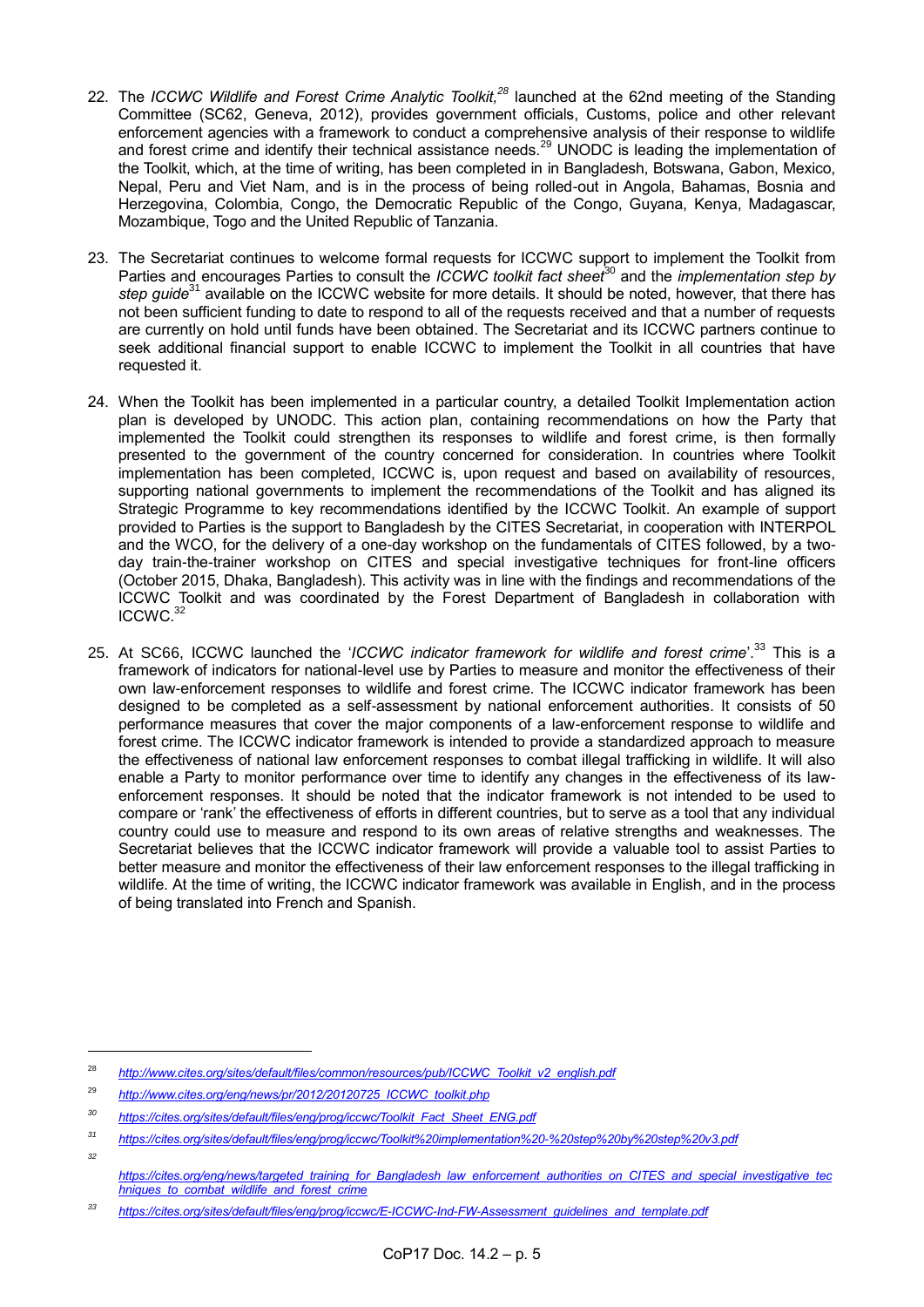22. The *ICCWC Wildlife and Forest Crime Analytic Toolkit,*[28] launched at the 62nd meeting of the Standing Committee (SC62, Geneva, 2012), provides government officials, Customs, police and other relevant enforcement agencies with a framework to conduct a comprehensive analysis of their response to wildlife and forest crime and identify their technical assistance needs.[29] UNODC is leading the implementation of the Toolkit, which, at the time of writing, has been completed in in Bangladesh, Botswana, Gabon, Mexico, Nepal, Peru and Viet Nam, and is in the process of being rolled-out in Angola, Bahamas, Bosnia and Herzegovina, Colombia, Congo, the Democratic Republic of the Congo, Guyana, Kenya, Madagascar, Mozambique, Togo and the United Republic of Tanzania.

23. The Secretariat continues to welcome formal requests for ICCWC support to implement the Toolkit from Parties and encourages Parties to consult the *ICCWC toolkit fact sheet*[30] and the *implementation step by step guide*[31] available on the ICCWC website for more details. It should be noted, however, that there has not been sufficient funding to date to respond to all of the requests received and that a number of requests are currently on hold until funds have been obtained. The Secretariat and its ICCWC partners continue to seek additional financial support to enable ICCWC to implement the Toolkit in all countries that have requested it.

24. When the Toolkit has been implemented in a particular country, a detailed Toolkit Implementation action plan is developed by UNODC. This action plan, containing recommendations on how the Party that implemented the Toolkit could strengthen its responses to wildlife and forest crime, is then formally presented to the government of the country concerned for consideration. In countries where Toolkit implementation has been completed, ICCWC is, upon request and based on availability of resources, supporting national governments to implement the recommendations of the Toolkit and has aligned its Strategic Programme to key recommendations identified by the ICCWC Toolkit. An example of support provided to Parties is the support to Bangladesh by the CITES Secretariat, in cooperation with INTERPOL and the WCO, for the delivery of a one-day workshop on the fundamentals of CITES followed, by a two-day train-the-trainer workshop on CITES and special investigative techniques for front-line officers (October 2015, Dhaka, Bangladesh). This activity was in line with the findings and recommendations of the ICCWC Toolkit and was coordinated by the Forest Department of Bangladesh in collaboration with ICCWC.[32]

25. At SC66, ICCWC launched the '*ICCWC indicator framework for wildlife and forest crime*'.[33] This is a framework of indicators for national-level use by Parties to measure and monitor the effectiveness of their own law-enforcement responses to wildlife and forest crime. The ICCWC indicator framework has been designed to be completed as a self-assessment by national enforcement authorities. It consists of 50 performance measures that cover the major components of a law-enforcement response to wildlife and forest crime. The ICCWC indicator framework is intended to provide a standardized approach to measure the effectiveness of national law enforcement responses to combat illegal trafficking in wildlife. It will also enable a Party to monitor performance over time to identify any changes in the effectiveness of its law-enforcement responses. It should be noted that the indicator framework is not intended to be used to compare or 'rank' the effectiveness of efforts in different countries, but to serve as a tool that any individual country could use to measure and respond to its own areas of relative strengths and weaknesses. The Secretariat believes that the ICCWC indicator framework will provide a valuable tool to assist Parties to better measure and monitor the effectiveness of their law enforcement responses to the illegal trafficking in wildlife. At the time of writing, the ICCWC indicator framework was available in English, and in the process of being translated into French and Spanish.

---

[28] *http://www.cites.org/sites/default/files/common/resources/pub/ICCWC_Toolkit_v2_english.pdf*

[29] *http://www.cites.org/eng/news/pr/2012/20120725_ICCWC_toolkit.php*

[30] *https://cites.org/sites/default/files/eng/prog/iccwc/Toolkit_Fact_Sheet_ENG.pdf*

[31] *https://cites.org/sites/default/files/eng/prog/iccwc/Toolkit%20implementation%20-%20step%20by%20step%20v3.pdf*

[32] *https://cites.org/eng/news/targeted_training_for_Bangladesh_law_enforcement_authorities_on_CITES_and_special_investigative_techniques_to_combat_wildlife_and_forest_crime*

[33] *https://cites.org/sites/default/files/eng/prog/iccwc/E-ICCWC-Ind-FW-Assessment_guidelines_and_template.pdf*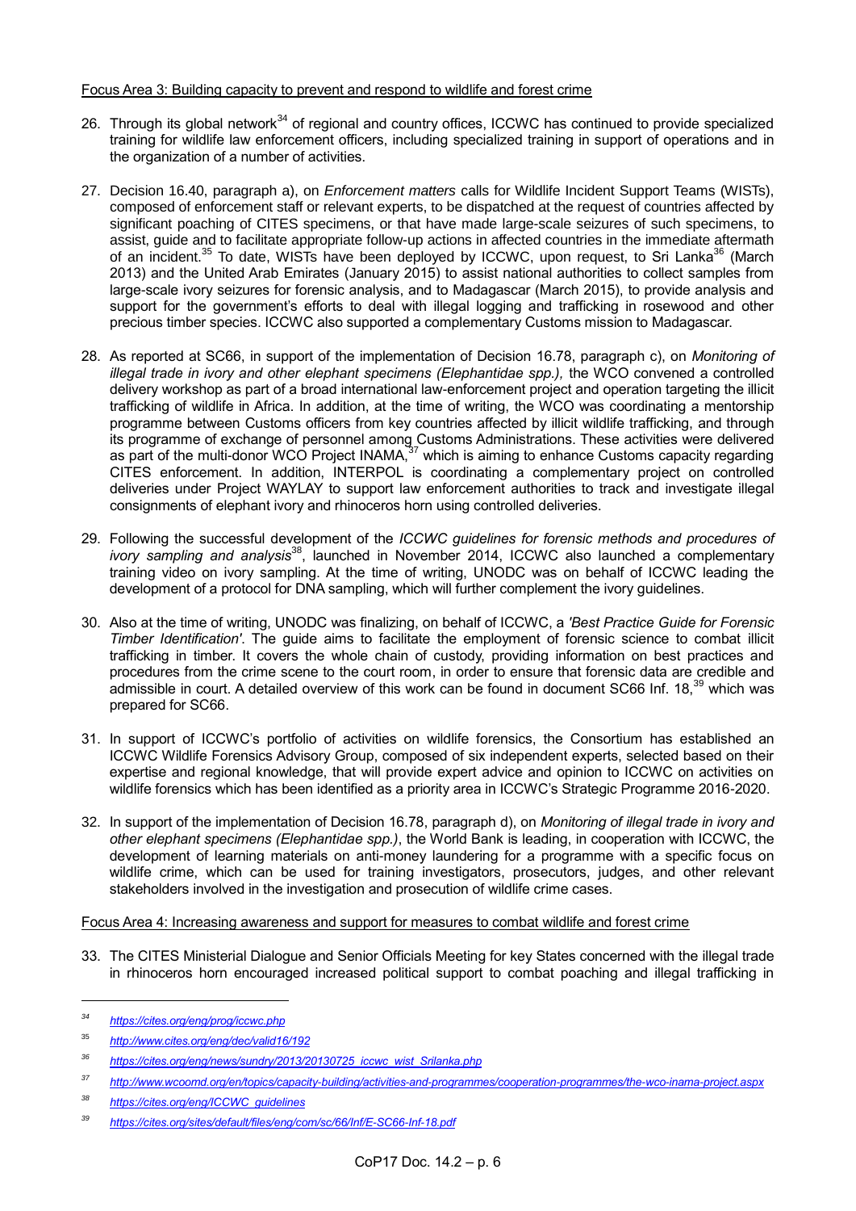Focus Area 3: Building capacity to prevent and respond to wildlife and forest crime

26. Through its global network[34] of regional and country offices, ICCWC has continued to provide specialized training for wildlife law enforcement officers, including specialized training in support of operations and in the organization of a number of activities.

27. Decision 16.40, paragraph a), on *Enforcement matters* calls for Wildlife Incident Support Teams (WISTs), composed of enforcement staff or relevant experts, to be dispatched at the request of countries affected by significant poaching of CITES specimens, or that have made large-scale seizures of such specimens, to assist, guide and to facilitate appropriate follow-up actions in affected countries in the immediate aftermath of an incident.[35] To date, WISTs have been deployed by ICCWC, upon request, to Sri Lanka[36] (March 2013) and the United Arab Emirates (January 2015) to assist national authorities to collect samples from large-scale ivory seizures for forensic analysis, and to Madagascar (March 2015), to provide analysis and support for the government's efforts to deal with illegal logging and trafficking in rosewood and other precious timber species. ICCWC also supported a complementary Customs mission to Madagascar.

28. As reported at SC66, in support of the implementation of Decision 16.78, paragraph c), on *Monitoring of illegal trade in ivory and other elephant specimens (Elephantidae spp.),* the WCO convened a controlled delivery workshop as part of a broad international law-enforcement project and operation targeting the illicit trafficking of wildlife in Africa. In addition, at the time of writing, the WCO was coordinating a mentorship programme between Customs officers from key countries affected by illicit wildlife trafficking, and through its programme of exchange of personnel among Customs Administrations. These activities were delivered as part of the multi-donor WCO Project INAMA,[37] which is aiming to enhance Customs capacity regarding CITES enforcement. In addition, INTERPOL is coordinating a complementary project on controlled deliveries under Project WAYLAY to support law enforcement authorities to track and investigate illegal consignments of elephant ivory and rhinoceros horn using controlled deliveries.

29. Following the successful development of the *ICCWC guidelines for forensic methods and procedures of ivory sampling and analysis*[38], launched in November 2014, ICCWC also launched a complementary training video on ivory sampling. At the time of writing, UNODC was on behalf of ICCWC leading the development of a protocol for DNA sampling, which will further complement the ivory guidelines.

30. Also at the time of writing, UNODC was finalizing, on behalf of ICCWC, a *'Best Practice Guide for Forensic Timber Identification'.* The guide aims to facilitate the employment of forensic science to combat illicit trafficking in timber. It covers the whole chain of custody, providing information on best practices and procedures from the crime scene to the court room, in order to ensure that forensic data are credible and admissible in court. A detailed overview of this work can be found in document SC66 Inf. 18,[39] which was prepared for SC66.

31. In support of ICCWC's portfolio of activities on wildlife forensics, the Consortium has established an ICCWC Wildlife Forensics Advisory Group, composed of six independent experts, selected based on their expertise and regional knowledge, that will provide expert advice and opinion to ICCWC on activities on wildlife forensics which has been identified as a priority area in ICCWC's Strategic Programme 2016-2020.

32. In support of the implementation of Decision 16.78, paragraph d), on *Monitoring of illegal trade in ivory and other elephant specimens (Elephantidae spp.)*, the World Bank is leading, in cooperation with ICCWC, the development of learning materials on anti-money laundering for a programme with a specific focus on wildlife crime, which can be used for training investigators, prosecutors, judges, and other relevant stakeholders involved in the investigation and prosecution of wildlife crime cases.

Focus Area 4: Increasing awareness and support for measures to combat wildlife and forest crime

33. The CITES Ministerial Dialogue and Senior Officials Meeting for key States concerned with the illegal trade in rhinoceros horn encouraged increased political support to combat poaching and illegal trafficking in

---

[34] *https://cites.org/eng/prog/iccwc.php*

[35] *http://www.cites.org/eng/dec/valid16/192*

[36] *https://cites.org/eng/news/sundry/2013/20130725_iccwc_wist_Srilanka.php*

[37] *http://www.wcoomd.org/en/topics/capacity-building/activities-and-programmes/cooperation-programmes/the-wco-inama-project.aspx*

[38] *https://cites.org/eng/ICCWC_guidelines*

[39] *https://cites.org/sites/default/files/eng/com/sc/66/Inf/E-SC66-Inf-18.pdf*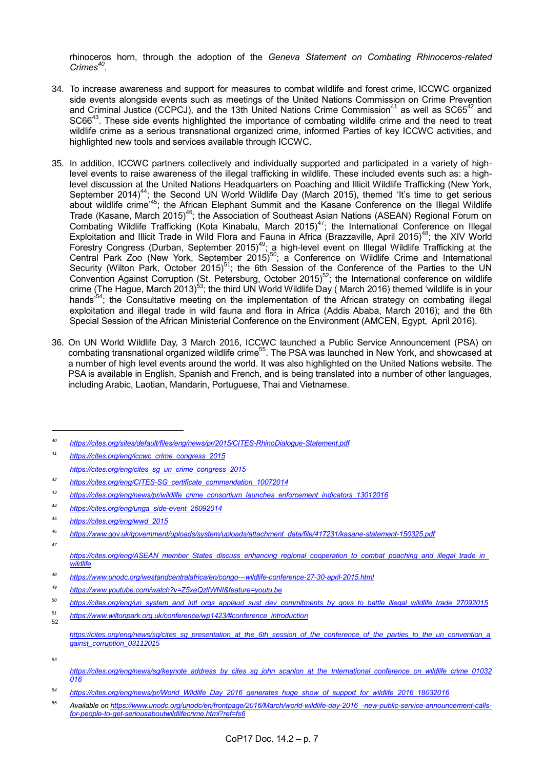rhinoceros horn, through the adoption of the *Geneva Statement on Combating Rhinoceros-related Crimes*[40].

34. To increase awareness and support for measures to combat wildlife and forest crime, ICCWC organized side events alongside events such as meetings of the United Nations Commission on Crime Prevention and Criminal Justice (CCPCJ), and the 13th United Nations Crime Commission[41] as well as SC65[42] and SC66[43]. These side events highlighted the importance of combating wildlife crime and the need to treat wildlife crime as a serious transnational organized crime, informed Parties of key ICCWC activities, and highlighted new tools and services available through ICCWC.

35. In addition, ICCWC partners collectively and individually supported and participated in a variety of high-level events to raise awareness of the illegal trafficking in wildlife. These included events such as: a high-level discussion at the United Nations Headquarters on Poaching and Illicit Wildlife Trafficking (New York, September 2014)[44]; the Second UN World Wildlife Day (March 2015), themed 'It's time to get serious about wildlife crime'[45]; the African Elephant Summit and the Kasane Conference on the Illegal Wildlife Trade (Kasane, March 2015)[46]; the Association of Southeast Asian Nations (ASEAN) Regional Forum on Combating Wildlife Trafficking (Kota Kinabalu, March 2015)[47]; the International Conference on Illegal Exploitation and Illicit Trade in Wild Flora and Fauna in Africa (Brazzaville, April 2015)[48]; the XIV World Forestry Congress (Durban, September 2015)[49]; a high-level event on Illegal Wildlife Trafficking at the Central Park Zoo (New York, September 2015)[50]; a Conference on Wildlife Crime and International Security (Wilton Park, October 2015)[51]; the 6th Session of the Conference of the Parties to the UN Convention Against Corruption (St. Petersburg, October 2015)[52]; the International conference on wildlife crime (The Hague, March 2013)[53]; the third UN World Wildlife Day ( March 2016) themed 'wildlife is in your hands'[54]; the Consultative meeting on the implementation of the African strategy on combating illegal exploitation and illegal trade in wild fauna and flora in Africa (Addis Ababa, March 2016); and the 6th Special Session of the African Ministerial Conference on the Environment (AMCEN, Egypt, April 2016).

36. On UN World Wildlife Day, 3 March 2016, ICCWC launched a Public Service Announcement (PSA) on combating transnational organized wildlife crime[55]. The PSA was launched in New York, and showcased at a number of high level events around the world. It was also highlighted on the United Nations website. The PSA is available in English, Spanish and French, and is being translated into a number of other languages, including Arabic, Laotian, Mandarin, Portuguese, Thai and Vietnamese.

---

[40] https://cites.org/sites/default/files/eng/news/pr/2015/CITES-RhinoDialogue-Statement.pdf

[41] https://cites.org/eng/iccwc_crime_congress_2015
https://cites.org/eng/cites_sg_un_crime_congress_2015

[42] https://cites.org/eng/CITES-SG_certificate_commendation_10072014

[43] https://cites.org/eng/news/pr/wildlife_crime_consortium_launches_enforcement_indicators_13012016

[44] https://cites.org/eng/unga_side-event_26092014

[45] https://cites.org/eng/wwd_2015

[46] https://www.gov.uk/government/uploads/system/uploads/attachment_data/file/417231/kasane-statement-150325.pdf

[47] https://cites.org/eng/ASEAN_member_States_discuss_enhancing_regional_cooperation_to_combat_poaching_and_illegal_trade_in_wildlife

[48] https://www.unodc.org/westandcentralafrica/en/congo---wildlife-conference-27-30-april-2015.html

[49] https://www.youtube.com/watch?v=Z5xeQzlIWNI&feature=youtu.be

[50] https://cites.org/eng/un_system_and_intl_orgs_applaud_sust_dev_commitments_by_govs_to_battle_illegal_wildlife_trade_27092015

[51] https://www.wiltonpark.org.uk/conference/wp1423/#conference_introduction

[52] https://cites.org/eng/news/sg/cites_sg_presentation_at_the_6th_session_of_the_conference_of_the_parties_to_the_un_convention_against_corruption_03112015

[53] https://cites.org/eng/news/sg/keynote_address_by_cites_sg_john_scanlon_at_the_International_conference_on_wildlife_crime_01032016

[54] https://cites.org/eng/news/pr/World_Wildlife_Day_2016_generates_huge_show_of_support_for_wildlife_2016_18032016

[55] Available on https://www.unodc.org/unodc/en/frontpage/2016/March/world-wildlife-day-2016_-new-public-service-announcement-calls-for-people-to-get-seriousaboutwildlifecrime.html?ref=fs6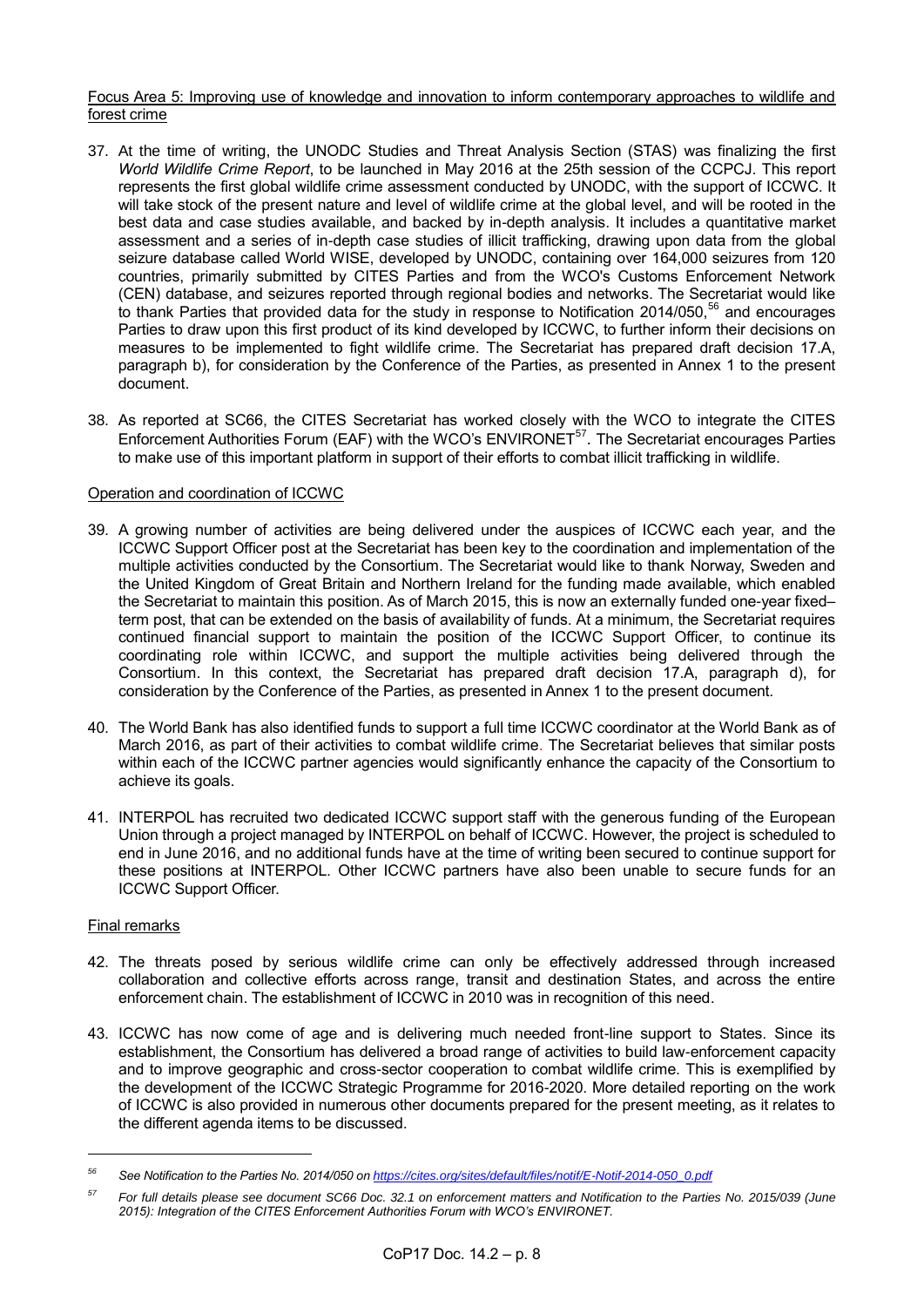Focus Area 5: Improving use of knowledge and innovation to inform contemporary approaches to wildlife and forest crime

37. At the time of writing, the UNODC Studies and Threat Analysis Section (STAS) was finalizing the first *World Wildlife Crime Report*, to be launched in May 2016 at the 25th session of the CCPCJ. This report represents the first global wildlife crime assessment conducted by UNODC, with the support of ICCWC. It will take stock of the present nature and level of wildlife crime at the global level, and will be rooted in the best data and case studies available, and backed by in-depth analysis. It includes a quantitative market assessment and a series of in-depth case studies of illicit trafficking, drawing upon data from the global seizure database called World WISE, developed by UNODC, containing over 164,000 seizures from 120 countries, primarily submitted by CITES Parties and from the WCO's Customs Enforcement Network (CEN) database, and seizures reported through regional bodies and networks. The Secretariat would like to thank Parties that provided data for the study in response to Notification 2014/050,[56] and encourages Parties to draw upon this first product of its kind developed by ICCWC, to further inform their decisions on measures to be implemented to fight wildlife crime. The Secretariat has prepared draft decision 17.A, paragraph b), for consideration by the Conference of the Parties, as presented in Annex 1 to the present document.

38. As reported at SC66, the CITES Secretariat has worked closely with the WCO to integrate the CITES Enforcement Authorities Forum (EAF) with the WCO's ENVIRONET[57]. The Secretariat encourages Parties to make use of this important platform in support of their efforts to combat illicit trafficking in wildlife.

Operation and coordination of ICCWC

39. A growing number of activities are being delivered under the auspices of ICCWC each year, and the ICCWC Support Officer post at the Secretariat has been key to the coordination and implementation of the multiple activities conducted by the Consortium. The Secretariat would like to thank Norway, Sweden and the United Kingdom of Great Britain and Northern Ireland for the funding made available, which enabled the Secretariat to maintain this position. As of March 2015, this is now an externally funded one-year fixed–term post, that can be extended on the basis of availability of funds. At a minimum, the Secretariat requires continued financial support to maintain the position of the ICCWC Support Officer, to continue its coordinating role within ICCWC, and support the multiple activities being delivered through the Consortium. In this context, the Secretariat has prepared draft decision 17.A, paragraph d), for consideration by the Conference of the Parties, as presented in Annex 1 to the present document.

40. The World Bank has also identified funds to support a full time ICCWC coordinator at the World Bank as of March 2016, as part of their activities to combat wildlife crime. The Secretariat believes that similar posts within each of the ICCWC partner agencies would significantly enhance the capacity of the Consortium to achieve its goals.

41. INTERPOL has recruited two dedicated ICCWC support staff with the generous funding of the European Union through a project managed by INTERPOL on behalf of ICCWC. However, the project is scheduled to end in June 2016, and no additional funds have at the time of writing been secured to continue support for these positions at INTERPOL. Other ICCWC partners have also been unable to secure funds for an ICCWC Support Officer.

Final remarks

42. The threats posed by serious wildlife crime can only be effectively addressed through increased collaboration and collective efforts across range, transit and destination States, and across the entire enforcement chain. The establishment of ICCWC in 2010 was in recognition of this need.

43. ICCWC has now come of age and is delivering much needed front-line support to States. Since its establishment, the Consortium has delivered a broad range of activities to build law-enforcement capacity and to improve geographic and cross-sector cooperation to combat wildlife crime. This is exemplified by the development of the ICCWC Strategic Programme for 2016-2020. More detailed reporting on the work of ICCWC is also provided in numerous other documents prepared for the present meeting, as it relates to the different agenda items to be discussed.

---

[56] *See Notification to the Parties No. 2014/050 on https://cites.org/sites/default/files/notif/E-Notif-2014-050_0.pdf*

[57] *For full details please see document SC66 Doc. 32.1 on enforcement matters and Notification to the Parties No. 2015/039 (June 2015): Integration of the CITES Enforcement Authorities Forum with WCO's ENVIRONET.*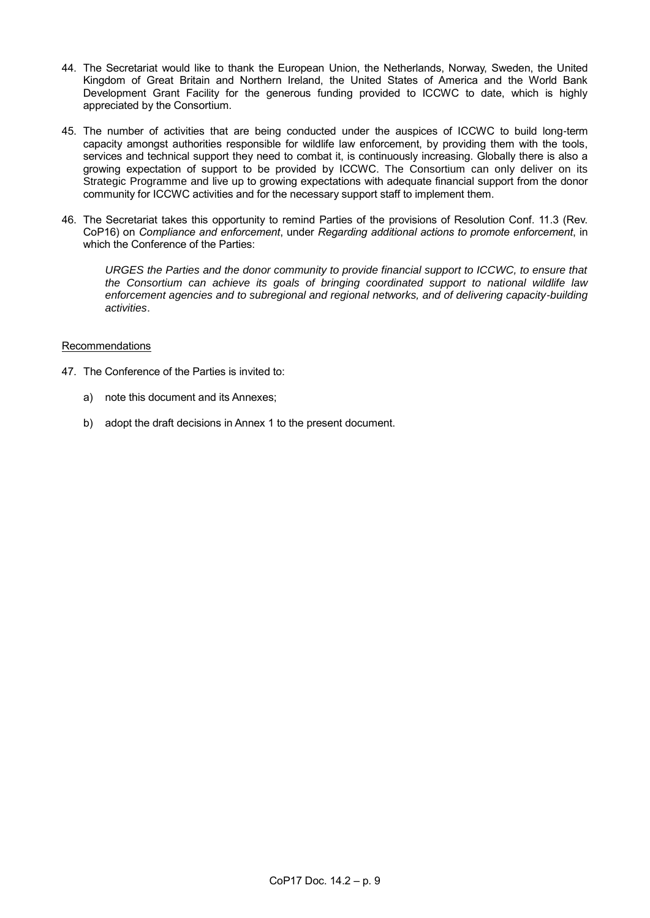44. The Secretariat would like to thank the European Union, the Netherlands, Norway, Sweden, the United Kingdom of Great Britain and Northern Ireland, the United States of America and the World Bank Development Grant Facility for the generous funding provided to ICCWC to date, which is highly appreciated by the Consortium.

45. The number of activities that are being conducted under the auspices of ICCWC to build long-term capacity amongst authorities responsible for wildlife law enforcement, by providing them with the tools, services and technical support they need to combat it, is continuously increasing. Globally there is also a growing expectation of support to be provided by ICCWC. The Consortium can only deliver on its Strategic Programme and live up to growing expectations with adequate financial support from the donor community for ICCWC activities and for the necessary support staff to implement them.

46. The Secretariat takes this opportunity to remind Parties of the provisions of Resolution Conf. 11.3 (Rev. CoP16) on *Compliance and enforcement*, under *Regarding additional actions to promote enforcement*, in which the Conference of the Parties:

    *URGES the Parties and the donor community to provide financial support to ICCWC, to ensure that the Consortium can achieve its goals of bringing coordinated support to national wildlife law enforcement agencies and to subregional and regional networks, and of delivering capacity-building activities*.

Recommendations

47. The Conference of the Parties is invited to:

    a) note this document and its Annexes;

    b) adopt the draft decisions in Annex 1 to the present document.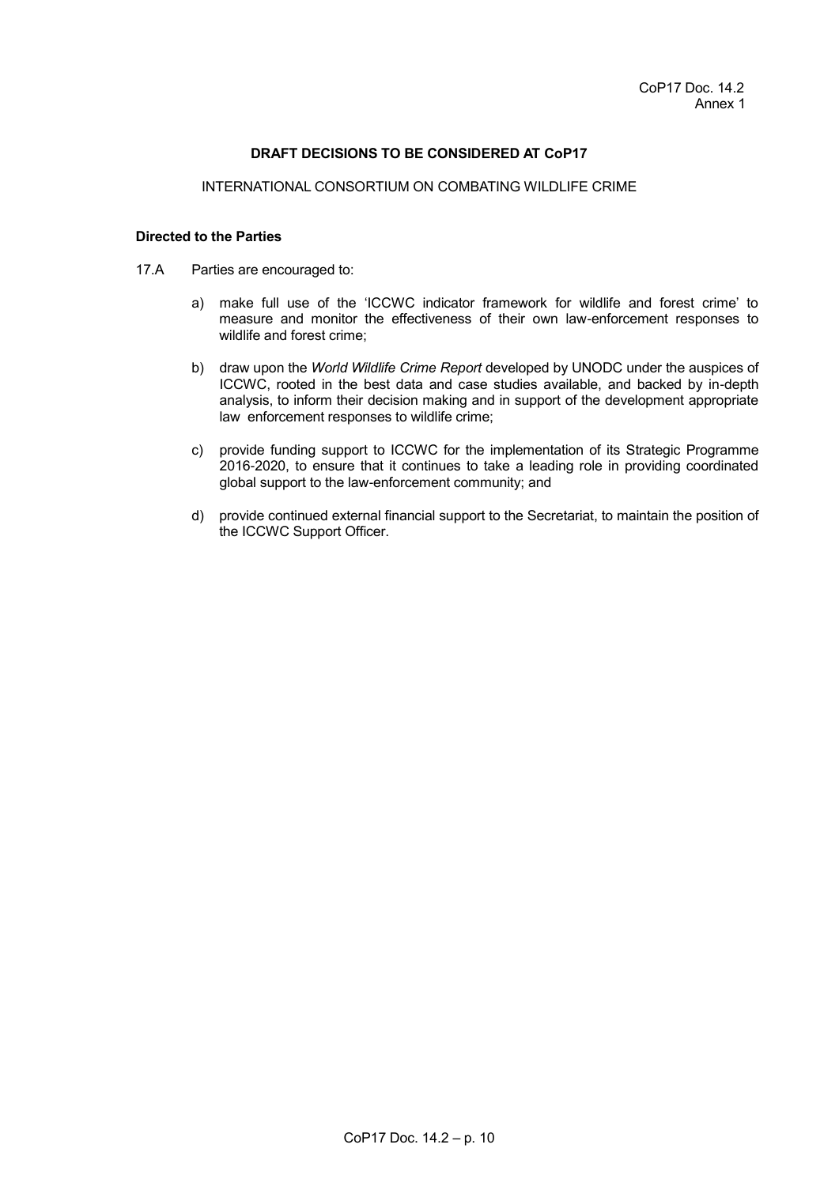CoP17 Doc. 14.2
Annex 1

**DRAFT DECISIONS TO BE CONSIDERED AT CoP17**

INTERNATIONAL CONSORTIUM ON COMBATING WILDLIFE CRIME

**Directed to the Parties**

17.A Parties are encouraged to:

a) make full use of the 'ICCWC indicator framework for wildlife and forest crime' to measure and monitor the effectiveness of their own law-enforcement responses to wildlife and forest crime;

b) draw upon the *World Wildlife Crime Report* developed by UNODC under the auspices of ICCWC, rooted in the best data and case studies available, and backed by in-depth analysis, to inform their decision making and in support of the development appropriate law enforcement responses to wildlife crime;

c) provide funding support to ICCWC for the implementation of its Strategic Programme 2016-2020, to ensure that it continues to take a leading role in providing coordinated global support to the law-enforcement community; and

d) provide continued external financial support to the Secretariat, to maintain the position of the ICCWC Support Officer.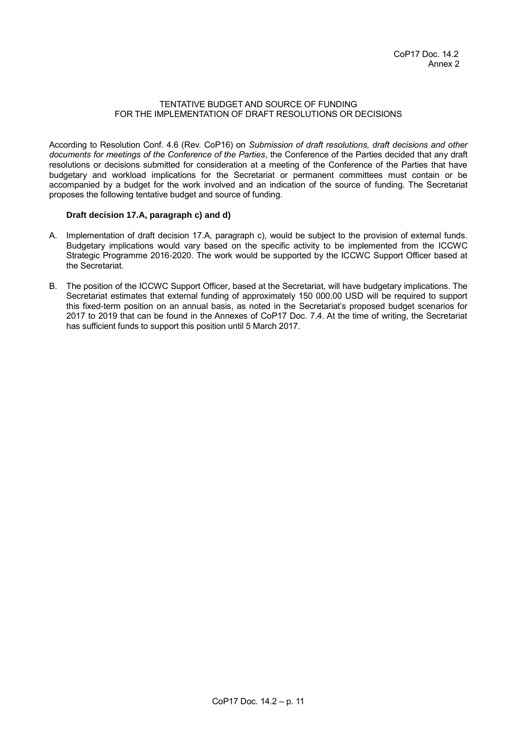CoP17 Doc. 14.2
Annex 2

## TENTATIVE BUDGET AND SOURCE OF FUNDING FOR THE IMPLEMENTATION OF DRAFT RESOLUTIONS OR DECISIONS

According to Resolution Conf. 4.6 (Rev. CoP16) on *Submission of draft resolutions, draft decisions and other documents for meetings of the Conference of the Parties*, the Conference of the Parties decided that any draft resolutions or decisions submitted for consideration at a meeting of the Conference of the Parties that have budgetary and workload implications for the Secretariat or permanent committees must contain or be accompanied by a budget for the work involved and an indication of the source of funding. The Secretariat proposes the following tentative budget and source of funding.

**Draft decision 17.A, paragraph c) and d)**

A. Implementation of draft decision 17.A, paragraph c), would be subject to the provision of external funds. Budgetary implications would vary based on the specific activity to be implemented from the ICCWC Strategic Programme 2016-2020. The work would be supported by the ICCWC Support Officer based at the Secretariat.

B. The position of the ICCWC Support Officer, based at the Secretariat, will have budgetary implications. The Secretariat estimates that external funding of approximately 150 000.00 USD will be required to support this fixed-term position on an annual basis, as noted in the Secretariat's proposed budget scenarios for 2017 to 2019 that can be found in the Annexes of CoP17 Doc. 7.4. At the time of writing, the Secretariat has sufficient funds to support this position until 5 March 2017.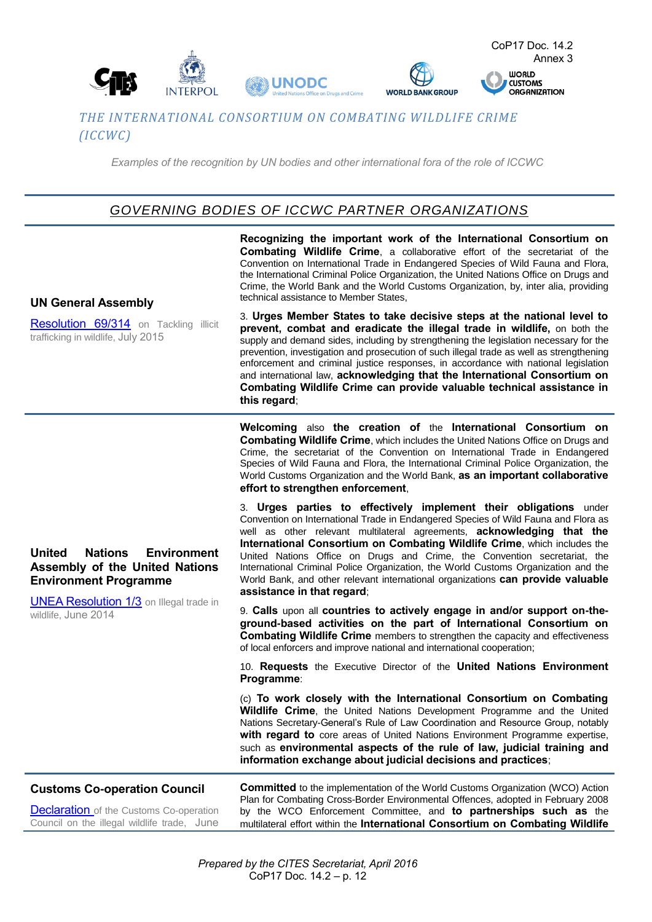CoP17 Doc. 14.2
Annex 3

# *THE INTERNATIONAL CONSORTIUM ON COMBATING WILDLIFE CRIME (ICCWC)*

*Examples of the recognition by UN bodies and other international fora of the role of ICCWC*

## *GOVERNING BODIES OF ICCWC PARTNER ORGANIZATIONS*

| | |
|---|---|
| **UN General Assembly**<br><br>Resolution 69/314 on Tackling illicit trafficking in wildlife, July 2015 | **Recognizing the important work of the International Consortium on Combating Wildlife Crime**, a collaborative effort of the secretariat of the Convention on International Trade in Endangered Species of Wild Fauna and Flora, the International Criminal Police Organization, the United Nations Office on Drugs and Crime, the World Bank and the World Customs Organization, by, inter alia, providing technical assistance to Member States,<br><br>3. **Urges Member States to take decisive steps at the national level to prevent, combat and eradicate the illegal trade in wildlife,** on both the supply and demand sides, including by strengthening the legislation necessary for the prevention, investigation and prosecution of such illegal trade as well as strengthening enforcement and criminal justice responses, in accordance with national legislation and international law, **acknowledging that the International Consortium on Combating Wildlife Crime can provide valuable technical assistance in this regard**; |
| **United Nations Environment Assembly of the United Nations Environment Programme**<br><br>UNEA Resolution 1/3 on Illegal trade in wildlife, June 2014 | **Welcoming** also **the creation of** the **International Consortium on Combating Wildlife Crime**, which includes the United Nations Office on Drugs and Crime, the secretariat of the Convention on International Trade in Endangered Species of Wild Fauna and Flora, the International Criminal Police Organization, the World Customs Organization and the World Bank, **as an important collaborative effort to strengthen enforcement**,<br><br>3. **Urges parties to effectively implement their obligations** under Convention on International Trade in Endangered Species of Wild Fauna and Flora as well as other relevant multilateral agreements, **acknowledging that the International Consortium on Combating Wildlife Crime**, which includes the United Nations Office on Drugs and Crime, the Convention secretariat, the International Criminal Police Organization, the World Customs Organization and the World Bank, and other relevant international organizations **can provide valuable assistance in that regard**;<br><br>9. **Calls** upon all **countries to actively engage in and/or support on-the-ground-based activities on the part of International Consortium on Combating Wildlife Crime** members to strengthen the capacity and effectiveness of local enforcers and improve national and international cooperation;<br><br>10. **Requests** the Executive Director of the **United Nations Environment Programme**:<br><br>(c) **To work closely with the International Consortium on Combating Wildlife Crime**, the United Nations Development Programme and the United Nations Secretary-General's Rule of Law Coordination and Resource Group, notably **with regard to** core areas of United Nations Environment Programme expertise, such as **environmental aspects of the rule of law, judicial training and information exchange about judicial decisions and practices**; |
| **Customs Co-operation Council**<br><br>Declaration of the Customs Co-operation Council on the illegal wildlife trade, June | **Committed** to the implementation of the World Customs Organization (WCO) Action Plan for Combating Cross-Border Environmental Offences, adopted in February 2008 by the WCO Enforcement Committee, and **to partnerships such as** the multilateral effort within the **International Consortium on Combating Wildlife** |

*Prepared by the CITES Secretariat, April 2016*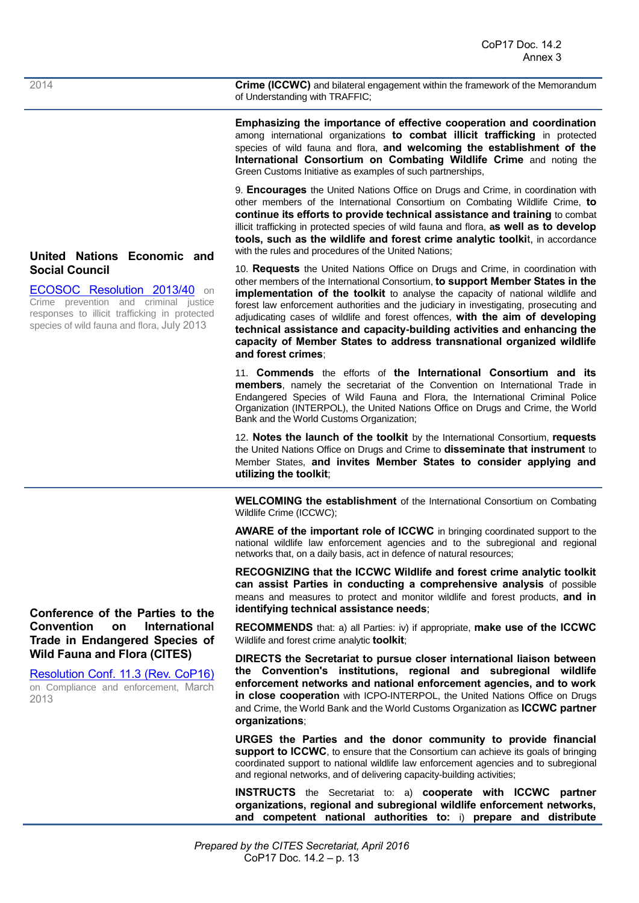| | |
|---|---|
| 2014 | **Crime (ICCWC)** and bilateral engagement within the framework of the Memorandum of Understanding with TRAFFIC; |
| **United Nations Economic and Social Council**<br><br>ECOSOC Resolution 2013/40 on Crime prevention and criminal justice responses to illicit trafficking in protected species of wild fauna and flora, July 2013 | **Emphasizing the importance of effective cooperation and coordination** among international organizations **to combat illicit trafficking** in protected species of wild fauna and flora, **and welcoming the establishment of the International Consortium on Combating Wildlife Crime** and noting the Green Customs Initiative as examples of such partnerships,<br><br>9. **Encourages** the United Nations Office on Drugs and Crime, in coordination with other members of the International Consortium on Combating Wildlife Crime, **to continue its efforts to provide technical assistance and training** to combat illicit trafficking in protected species of wild fauna and flora, **as well as to develop tools, such as the wildlife and forest crime analytic toolki**t, in accordance with the rules and procedures of the United Nations;<br><br>10. **Requests** the United Nations Office on Drugs and Crime, in coordination with other members of the International Consortium, **to support Member States in the implementation of the toolkit** to analyse the capacity of national wildlife and forest law enforcement authorities and the judiciary in investigating, prosecuting and adjudicating cases of wildlife and forest offences, **with the aim of developing technical assistance and capacity-building activities and enhancing the capacity of Member States to address transnational organized wildlife and forest crimes**;<br><br>11. **Commends** the efforts of **the International Consortium and its members**, namely the secretariat of the Convention on International Trade in Endangered Species of Wild Fauna and Flora, the International Criminal Police Organization (INTERPOL), the United Nations Office on Drugs and Crime, the World Bank and the World Customs Organization;<br><br>12. **Notes the launch of the toolkit** by the International Consortium, **requests** the United Nations Office on Drugs and Crime to **disseminate that instrument** to Member States, **and invites Member States to consider applying and utilizing the toolkit**; |
| **Conference of the Parties to the Convention on International Trade in Endangered Species of Wild Fauna and Flora (CITES)**<br><br>Resolution Conf. 11.3 (Rev. CoP16) on Compliance and enforcement, March 2013 | **WELCOMING the establishment** of the International Consortium on Combating Wildlife Crime (ICCWC);<br><br>**AWARE of the important role of ICCWC** in bringing coordinated support to the national wildlife law enforcement agencies and to the subregional and regional networks that, on a daily basis, act in defence of natural resources;<br><br>**RECOGNIZING that the ICCWC Wildlife and forest crime analytic toolkit can assist Parties in conducting a comprehensive analysis** of possible means and measures to protect and monitor wildlife and forest products, **and in identifying technical assistance needs**;<br><br>**RECOMMENDS** that: a) all Parties: iv) if appropriate, **make use of the ICCWC** Wildlife and forest crime analytic **toolkit**;<br><br>**DIRECTS the Secretariat to pursue closer international liaison between the Convention's institutions, regional and subregional wildlife enforcement networks and national enforcement agencies, and to work in close cooperation** with ICPO-INTERPOL, the United Nations Office on Drugs and Crime, the World Bank and the World Customs Organization as **ICCWC partner organizations**;<br><br>**URGES the Parties and the donor community to provide financial support to ICCWC**, to ensure that the Consortium can achieve its goals of bringing coordinated support to national wildlife law enforcement agencies and to subregional and regional networks, and of delivering capacity-building activities;<br><br>**INSTRUCTS** the Secretariat to: a) **cooperate with ICCWC partner organizations, regional and subregional wildlife enforcement networks, and competent national authorities to:** i) **prepare and distribute** |

*Prepared by the CITES Secretariat, April 2016*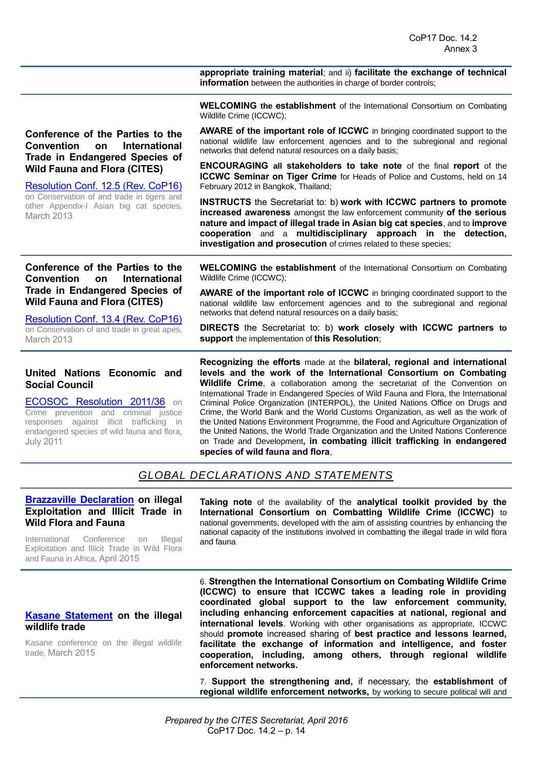| | |
|---|---|
| | **appropriate training material**; and ii) **facilitate the exchange of technical information** between the authorities in charge of border controls; |
| **Conference of the Parties to the Convention on International Trade in Endangered Species of Wild Fauna and Flora (CITES)**<br><br>Resolution Conf. 12.5 (Rev. CoP16) on Conservation of and trade in tigers and other Appendix-I Asian big cat species, March 2013 | **WELCOMING the establishment** of the International Consortium on Combating Wildlife Crime (ICCWC);<br><br>**AWARE of the important role of ICCWC** in bringing coordinated support to the national wildlife law enforcement agencies and to the subregional and regional networks that defend natural resources on a daily basis;<br><br>**ENCOURAGING all stakeholders to take note** of the final **report** of the **ICCWC Seminar on Tiger Crime** for Heads of Police and Customs, held on 14 February 2012 in Bangkok, Thailand;<br><br>**INSTRUCTS** the Secretariat to: b) **work with ICCWC partners to promote increased awareness** amongst the law enforcement community **of the serious nature and impact of illegal trade in Asian big cat species**, and to **improve cooperation** and a **multidisciplinary approach in the detection, investigation and prosecution** of crimes related to these species; |
| **Conference of the Parties to the Convention on International Trade in Endangered Species of Wild Fauna and Flora (CITES)**<br><br>Resolution Conf. 13.4 (Rev. CoP16) on Conservation of and trade in great apes, March 2013 | **WELCOMING the establishment** of the International Consortium on Combating Wildlife Crime (ICCWC);<br><br>**AWARE of the important role of ICCWC** in bringing coordinated support to the national wildlife law enforcement agencies and to the subregional and regional networks that defend natural resources on a daily basis;<br><br>**DIRECTS** the Secretariat to: b) **work closely with ICCWC partners to support** the implementation of **this Resolution**; |
| **United Nations Economic and Social Council**<br><br>ECOSOC Resolution 2011/36 on Crime prevention and criminal justice responses against illicit trafficking in endangered species of wild fauna and flora, July 2011 | **Recognizing the efforts** made at the **bilateral, regional and international levels and the work of the International Consortium on Combating Wildlife Crime**, a collaboration among the secretariat of the Convention on International Trade in Endangered Species of Wild Fauna and Flora, the International Criminal Police Organization (INTERPOL), the United Nations Office on Drugs and Crime, the World Bank and the World Customs Organization, as well as the work of the United Nations Environment Programme, the Food and Agriculture Organization of the United Nations, the World Trade Organization and the United Nations Conference on Trade and Development**, in combating illicit trafficking in endangered species of wild fauna and flora**, |

## *GLOBAL DECLARATIONS AND STATEMENTS*

| | |
|---|---|
| **Brazzaville Declaration on illegal Exploitation and Illicit Trade in Wild Flora and Fauna**<br><br>International Conference on Illegal Exploitation and Illicit Trade in Wild Flora and Fauna in Africa, April 2015 | **Taking note** of the availability of the **analytical toolkit provided by the International Consortium on Combatting Wildlife Crime (ICCWC)** to national governments, developed with the aim of assisting countries by enhancing the national capacity of the institutions involved in combatting the illegal trade in wild flora and fauna |
| **Kasane Statement on the illegal wildlife trade**<br><br>Kasane conference on the illegal wildlife trade, March 2015 | 6. **Strengthen the International Consortium on Combating Wildlife Crime (ICCWC) to ensure that ICCWC takes a leading role in providing coordinated global support to the law enforcement community, including enhancing enforcement capacities at national, regional and international levels**. Working with other organisations as appropriate, ICCWC should **promote** increased sharing of **best practice and lessons learned, facilitate the exchange of information and intelligence, and foster cooperation, including, among others, through regional wildlife enforcement networks.**<br><br>7. **Support the strengthening and,** if necessary, the **establishment of regional wildlife enforcement networks,** by working to secure political will and |

*Prepared by the CITES Secretariat, April 2016*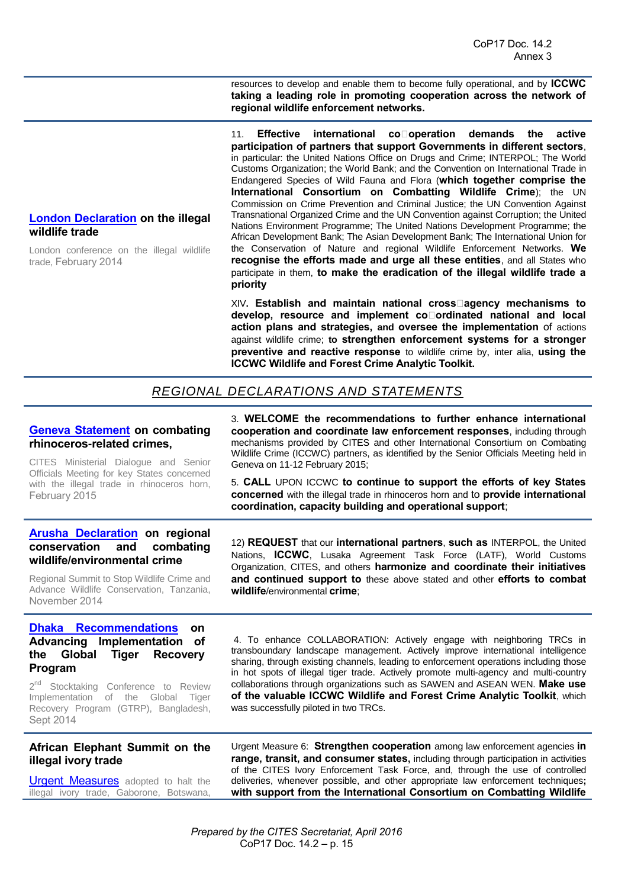| | |
|---|---|
| | resources to develop and enable them to become fully operational, and by **ICCWC taking a leading role in promoting cooperation across the network of regional wildlife enforcement networks.** |
| **London Declaration on the illegal wildlife trade**<br><br>London conference on the illegal wildlife trade, February 2014 | 11. **Effective international co‑operation demands the active participation of partners that support Governments in different sectors**, in particular: the United Nations Office on Drugs and Crime; INTERPOL; The World Customs Organization; the World Bank; and the Convention on International Trade in Endangered Species of Wild Fauna and Flora (**which together comprise the International Consortium on Combatting Wildlife Crime**); the UN Commission on Crime Prevention and Criminal Justice; the UN Convention Against Transnational Organized Crime and the UN Convention against Corruption; the United Nations Environment Programme; The United Nations Development Programme; the African Development Bank; The Asian Development Bank; The International Union for the Conservation of Nature and regional Wildlife Enforcement Networks. **We recognise the efforts made and urge all these entities**, and all States who participate in them, **to make the eradication of the illegal wildlife trade a priority**<br><br>XIV**. Establish and maintain national cross‑agency mechanisms to develop, resource and implement co‑ordinated national and local action plans and strategies,** and **oversee the implementation** of actions against wildlife crime; **to strengthen enforcement systems for a stronger preventive and reactive response** to wildlife crime by, inter alia, **using the ICCWC Wildlife and Forest Crime Analytic Toolkit.** |

## *REGIONAL DECLARATIONS AND STATEMENTS*

| | |
|---|---|
| **Geneva Statement on combating rhinoceros-related crimes,**<br><br>CITES Ministerial Dialogue and Senior Officials Meeting for key States concerned with the illegal trade in rhinoceros horn, February 2015 | 3. **WELCOME the recommendations to further enhance international cooperation and coordinate law enforcement responses**, including through mechanisms provided by CITES and other International Consortium on Combating Wildlife Crime (ICCWC) partners, as identified by the Senior Officials Meeting held in Geneva on 11-12 February 2015;<br><br>5. **CALL** UPON ICCWC **to continue to support the efforts of key States concerned** with the illegal trade in rhinoceros horn and to **provide international coordination, capacity building and operational support**; |
| **Arusha Declaration on regional conservation and combating wildlife/environmental crime**<br><br>Regional Summit to Stop Wildlife Crime and Advance Wildlife Conservation, Tanzania, November 2014 | 12) **REQUEST** that our **international partners**, **such as** INTERPOL, the United Nations, **ICCWC**, Lusaka Agreement Task Force (LATF), World Customs Organization, CITES, and others **harmonize and coordinate their initiatives and continued support to** these above stated and other **efforts to combat wildlife**/environmental **crime**; |
| **Dhaka Recommendations on Advancing Implementation of the Global Tiger Recovery Program**<br><br>2nd Stocktaking Conference to Review Implementation of the Global Tiger Recovery Program (GTRP), Bangladesh, Sept 2014 | 4. To enhance COLLABORATION: Actively engage with neighboring TRCs in transboundary landscape management. Actively improve international intelligence sharing, through existing channels, leading to enforcement operations including those in hot spots of illegal tiger trade. Actively promote multi-agency and multi-country collaborations through organizations such as SAWEN and ASEAN WEN. **Make use of the valuable ICCWC Wildlife and Forest Crime Analytic Toolkit**, which was successfully piloted in two TRCs. |
| **African Elephant Summit on the illegal ivory trade**<br><br>Urgent Measures adopted to halt the illegal ivory trade, Gaborone, Botswana, | Urgent Measure 6: **Strengthen cooperation** among law enforcement agencies **in range, transit, and consumer states,** including through participation in activities of the CITES Ivory Enforcement Task Force, and, through the use of controlled deliveries, whenever possible, and other appropriate law enforcement techniques**; with support from the International Consortium on Combatting Wildlife** |

*Prepared by the CITES Secretariat, April 2016*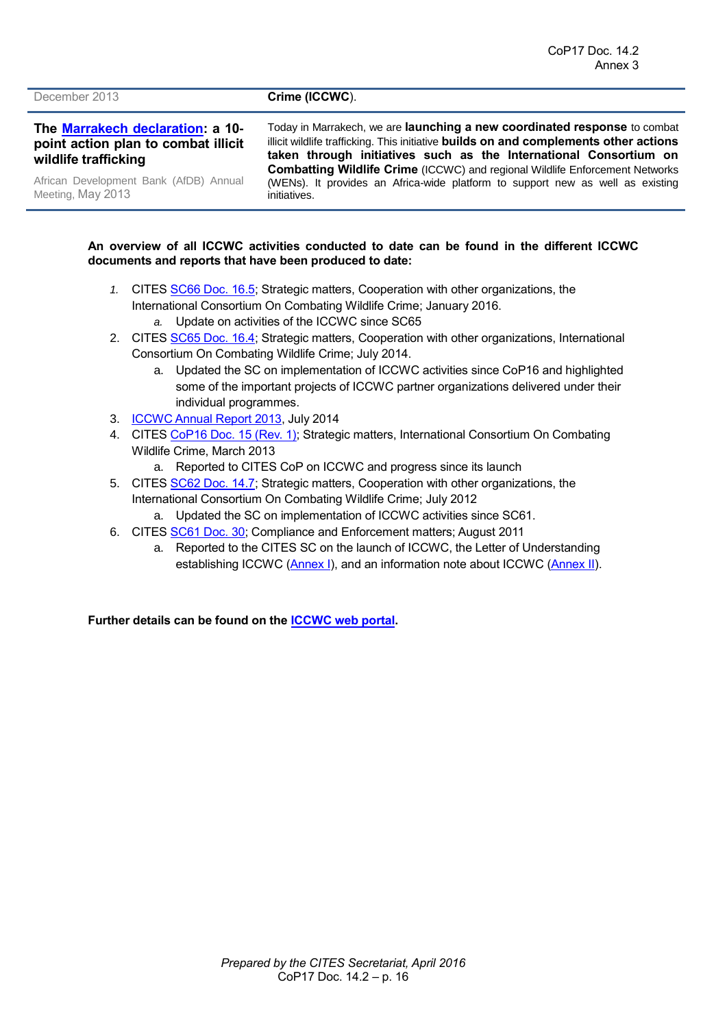| | |
|---|---|
| December 2013 | **Crime (ICCWC)**. |
| **The Marrakech declaration: a 10-point action plan to combat illicit wildlife trafficking**<br><br>African Development Bank (AfDB) Annual Meeting, May 2013 | Today in Marrakech, we are **launching a new coordinated response** to combat illicit wildlife trafficking. This initiative **builds on and complements other actions taken through initiatives such as the International Consortium on Combatting Wildlife Crime** (ICCWC) and regional Wildlife Enforcement Networks (WENs). It provides an Africa-wide platform to support new as well as existing initiatives. |

**An overview of all ICCWC activities conducted to date can be found in the different ICCWC documents and reports that have been produced to date:**

1. CITES SC66 Doc. 16.5; Strategic matters, Cooperation with other organizations, the International Consortium On Combating Wildlife Crime; January 2016.
   a. Update on activities of the ICCWC since SC65
2. CITES SC65 Doc. 16.4; Strategic matters, Cooperation with other organizations, International Consortium On Combating Wildlife Crime; July 2014.
   a. Updated the SC on implementation of ICCWC activities since CoP16 and highlighted some of the important projects of ICCWC partner organizations delivered under their individual programmes.
3. ICCWC Annual Report 2013, July 2014
4. CITES CoP16 Doc. 15 (Rev. 1); Strategic matters, International Consortium On Combating Wildlife Crime, March 2013
   a. Reported to CITES CoP on ICCWC and progress since its launch
5. CITES SC62 Doc. 14.7; Strategic matters, Cooperation with other organizations, the International Consortium On Combating Wildlife Crime; July 2012
   a. Updated the SC on implementation of ICCWC activities since SC61.
6. CITES SC61 Doc. 30; Compliance and Enforcement matters; August 2011
   a. Reported to the CITES SC on the launch of ICCWC, the Letter of Understanding establishing ICCWC (Annex I), and an information note about ICCWC (Annex II).

**Further details can be found on the ICCWC web portal.**

*Prepared by the CITES Secretariat, April 2016*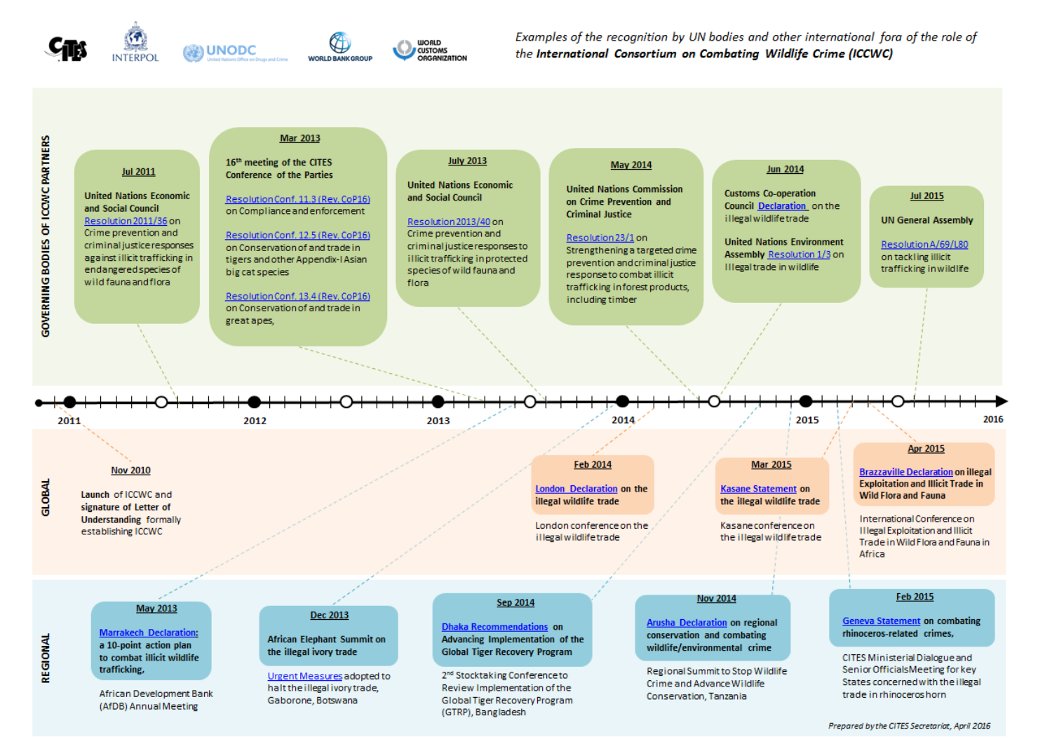CITES INTERPOL UNODC WORLD BANK GROUP WORLD CUSTOMS ORGANIZATION

*Examples of the recognition by UN bodies and other international fora of the role of the* ***International Consortium on Combating Wildlife Crime (ICCWC)***

## GOVERNING BODIES OF ICCWC PARTNERS

**Jul 2011**

**United Nations Economic and Social Council** Resolution 2011/36 on Crime prevention and criminal justice responses against illicit trafficking in endangered species of wild fauna and flora

**Mar 2013**

**16th meeting of the CITES Conference of the Parties**

Resolution Conf. 11.3 (Rev. CoP16) on Compliance and enforcement

Resolution Conf. 12.5 (Rev. CoP16) on Conservation of and trade in tigers and other Appendix-I Asian big cat species

Resolution Conf. 13.4 (Rev. CoP16) on Conservation of and trade in great apes,

**July 2013**

**United Nations Economic and Social Council**

Resolution 2013/40 on Crime prevention and criminal justice responses to illicit trafficking in protected species of wild fauna and flora

**May 2014**

**United Nations Commission on Crime Prevention and Criminal Justice**

Resolution 23/1 on Strengthening a targeted crime prevention and criminal justice response to combat illicit trafficking in forest products, including timber

**Jun 2014**

**Customs Co-operation Council** Declaration on the illegal wildlife trade

**United Nations Environment Assembly** Resolution 1/3 on Illegal trade in wildlife

**Jul 2015**

**UN General Assembly**

Resolution A/69/L80 on tackling illicit trafficking in wildlife

2011 — 2012 — 2013 — 2014 — 2015 — 2016

## GLOBAL

**Nov 2010**

**Launch** of ICCWC and **signature of Letter of Understanding** formally establishing ICCWC

**Feb 2014**

London Declaration **on the illegal wildlife trade**

London conference on the illegal wildlife trade

**Mar 2015**

Kasane Statement **on the illegal wildlife trade**

Kasane conference on the illegal wildlife trade

**Apr 2015**

Brazzaville Declaration **on illegal Exploitation and Illicit Trade in Wild Flora and Fauna**

International Conference on Illegal Exploitation and Illicit Trade in Wild Flora and Fauna in Africa

## REGIONAL

**May 2013**

Marrakech Declaration: **a 10-point action plan to combat illicit wildlife trafficking,**

African Development Bank (AfDB) Annual Meeting

**Dec 2013**

**African Elephant Summit on the illegal ivory trade**

Urgent Measures adopted to halt the illegal ivory trade, Gaborone, Botswana

**Sep 2014**

Dhaka Recommendations **on Advancing Implementation of the Global Tiger Recovery Program**

2nd Stocktaking Conference to Review Implementation of the Global Tiger Recovery Program (GTRP), Bangladesh

**Nov 2014**

Arusha Declaration **on regional conservation and combating wildlife/environmental crime**

Regional Summit to Stop Wildlife Crime and Advance Wildlife Conservation, Tanzania

**Feb 2015**

Geneva Statement **on combating rhinoceros-related crimes,**

CITES Ministerial Dialogue and Senior Officials Meeting for key States concerned with the illegal trade in rhinoceros horn

*Prepared by the CITES Secretariat, April 2016*